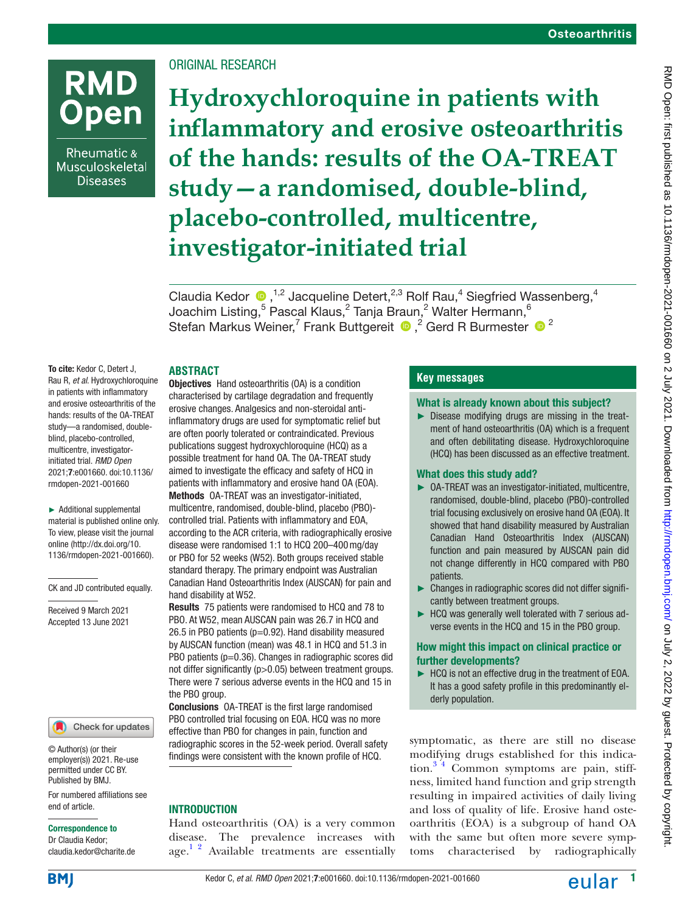ORIGINAL RESEARCH

# Hydroxychloroquine in patients with inflammatory and erosive osteoarthritis of the hands: results of the OA-TREAT study—a randomised, double-blind, placebo-controlled, multicentre, investigator-initiated trial

Claudia Kedor,[1,2] Jacqueline Detert,[2,3] Rolf Rau,[4] Siegfried Wassenberg,[4] Joachim Listing,[5] Pascal Klaus,[2] Tanja Braun,[2] Walter Hermann,[6] Stefan Markus Weiner,[7] Frank Buttgereit,[2] Gerd R Burmester[2]

**To cite:** Kedor C, Detert J, Rau R, *et al*. Hydroxychloroquine in patients with inflammatory and erosive osteoarthritis of the hands: results of the OA-TREAT study—a randomised, double-blind, placebo-controlled, multicentre, investigator-initiated trial. *RMD Open* 2021;**7**:e001660. doi:10.1136/rmdopen-2021-001660

► Additional supplemental material is published online only. To view, please visit the journal online (http://dx.doi.org/10.1136/rmdopen-2021-001660).

CK and JD contributed equally.

Received 9 March 2021
Accepted 13 June 2021

© Author(s) (or their employer(s)) 2021. Re-use permitted under CC BY. Published by BMJ.

For numbered affiliations see end of article.

**Correspondence to**
Dr Claudia Kedor; claudia.kedor@charite.de

## ABSTRACT

**Objectives** Hand osteoarthritis (OA) is a condition characterised by cartilage degradation and frequently erosive changes. Analgesics and non-steroidal anti-inflammatory drugs are used for symptomatic relief but are often poorly tolerated or contraindicated. Previous publications suggest hydroxychloroquine (HCQ) as a possible treatment for hand OA. The OA-TREAT study aimed to investigate the efficacy and safety of HCQ in patients with inflammatory and erosive hand OA (EOA).

**Methods** OA-TREAT was an investigator-initiated, multicentre, randomised, double-blind, placebo (PBO)-controlled trial. Patients with inflammatory and EOA, according to the ACR criteria, with radiographically erosive disease were randomised 1:1 to HCQ 200–400 mg/day or PBO for 52 weeks (W52). Both groups received stable standard therapy. The primary endpoint was Australian Canadian Hand Osteoarthritis Index (AUSCAN) for pain and hand disability at W52.

**Results** 75 patients were randomised to HCQ and 78 to PBO. At W52, mean AUSCAN pain was 26.7 in HCQ and 26.5 in PBO patients (p=0.92). Hand disability measured by AUSCAN function (mean) was 48.1 in HCQ and 51.3 in PBO patients (p=0.36). Changes in radiographic scores did not differ significantly (p>0.05) between treatment groups. There were 7 serious adverse events in the HCQ and 15 in the PBO group.

**Conclusions** OA-TREAT is the first large randomised PBO controlled trial focusing on EOA. HCQ was no more effective than PBO for changes in pain, function and radiographic scores in the 52-week period. Overall safety findings were consistent with the known profile of HCQ.

## Key messages

### What is already known about this subject?

- Disease modifying drugs are missing in the treatment of hand osteoarthritis (OA) which is a frequent and often debilitating disease. Hydroxychloroquine (HCQ) has been discussed as an effective treatment.

### What does this study add?

- OA-TREAT was an investigator-initiated, multicentre, randomised, double-blind, placebo (PBO)-controlled trial focusing exclusively on erosive hand OA (EOA). It showed that hand disability measured by Australian Canadian Hand Osteoarthritis Index (AUSCAN) function and pain measured by AUSCAN pain did not change differently in HCQ compared with PBO patients.
- Changes in radiographic scores did not differ significantly between treatment groups.
- HCQ was generally well tolerated with 7 serious adverse events in the HCQ and 15 in the PBO group.

### How might this impact on clinical practice or further developments?

- HCQ is not an effective drug in the treatment of EOA. It has a good safety profile in this predominantly elderly population.

## INTRODUCTION

Hand osteoarthritis (OA) is a very common disease. The prevalence increases with age.[1,2] Available treatments are essentially symptomatic, as there are still no disease modifying drugs established for this indication.[3,4] Common symptoms are pain, stiffness, limited hand function and grip strength resulting in impaired activities of daily living and loss of quality of life. Erosive hand osteoarthritis (EOA) is a subgroup of hand OA with the same but often more severe symptoms characterised by radiographically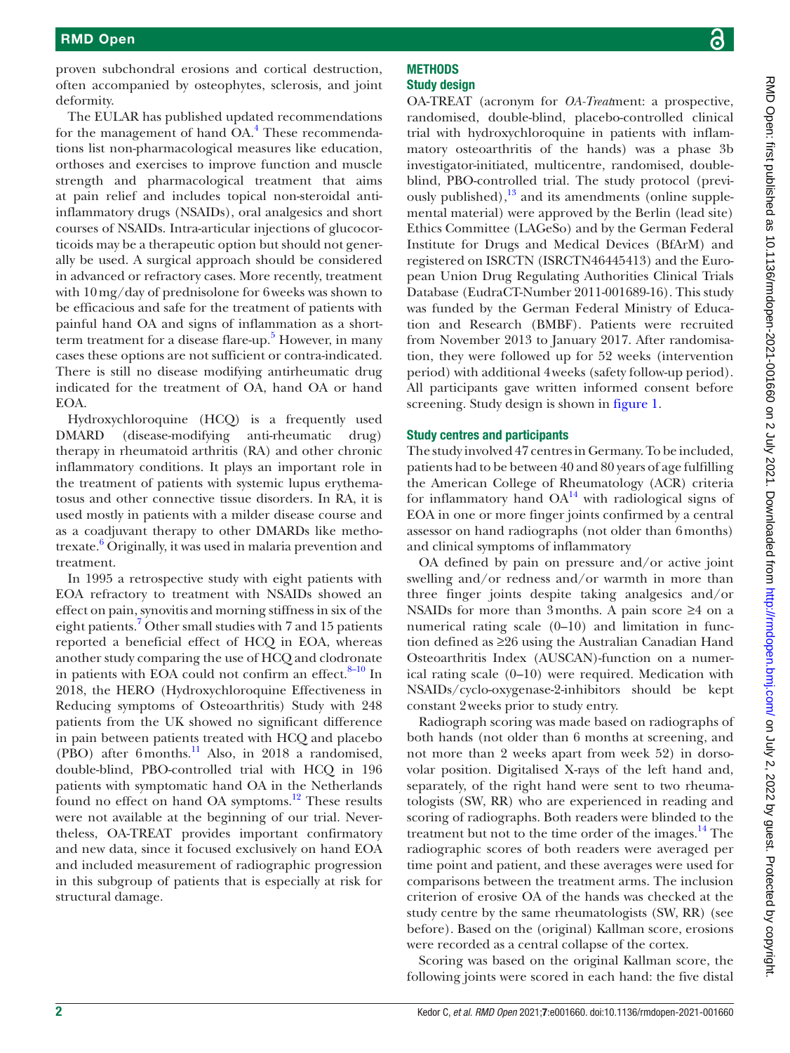proven subchondral erosions and cortical destruction, often accompanied by osteophytes, sclerosis, and joint deformity.

The EULAR has published updated recommendations for the management of hand OA.[4] These recommendations list non-pharmacological measures like education, orthoses and exercises to improve function and muscle strength and pharmacological treatment that aims at pain relief and includes topical non-steroidal anti-inflammatory drugs (NSAIDs), oral analgesics and short courses of NSAIDs. Intra-articular injections of glucocorticoids may be a therapeutic option but should not generally be used. A surgical approach should be considered in advanced or refractory cases. More recently, treatment with 10 mg/day of prednisolone for 6 weeks was shown to be efficacious and safe for the treatment of patients with painful hand OA and signs of inflammation as a short-term treatment for a disease flare-up.[5] However, in many cases these options are not sufficient or contra-indicated. There is still no disease modifying antirheumatic drug indicated for the treatment of OA, hand OA or hand EOA.

Hydroxychloroquine (HCQ) is a frequently used DMARD (disease-modifying anti-rheumatic drug) therapy in rheumatoid arthritis (RA) and other chronic inflammatory conditions. It plays an important role in the treatment of patients with systemic lupus erythematosus and other connective tissue disorders. In RA, it is used mostly in patients with a milder disease course and as a coadjuvant therapy to other DMARDs like methotrexate.[6] Originally, it was used in malaria prevention and treatment.

In 1995 a retrospective study with eight patients with EOA refractory to treatment with NSAIDs showed an effect on pain, synovitis and morning stiffness in six of the eight patients.[7] Other small studies with 7 and 15 patients reported a beneficial effect of HCQ in EOA, whereas another study comparing the use of HCQ and clodronate in patients with EOA could not confirm an effect.[8–10] In 2018, the HERO (Hydroxychloroquine Effectiveness in Reducing symptoms of Osteoarthritis) Study with 248 patients from the UK showed no significant difference in pain between patients treated with HCQ and placebo (PBO) after 6 months.[11] Also, in 2018 a randomised, double-blind, PBO-controlled trial with HCQ in 196 patients with symptomatic hand OA in the Netherlands found no effect on hand OA symptoms.[12] These results were not available at the beginning of our trial. Nevertheless, OA-TREAT provides important confirmatory and new data, since it focused exclusively on hand EOA and included measurement of radiographic progression in this subgroup of patients that is especially at risk for structural damage.

## METHODS

### Study design

OA-TREAT (acronym for *OA-Treat*ment: a prospective, randomised, double-blind, placebo-controlled clinical trial with hydroxychloroquine in patients with inflammatory osteoarthritis of the hands) was a phase 3b investigator-initiated, multicentre, randomised, double-blind, PBO-controlled trial. The study protocol (previously published),[13] and its amendments (online supplemental material) were approved by the Berlin (lead site) Ethics Committee (LAGeSo) and by the German Federal Institute for Drugs and Medical Devices (BfArM) and registered on ISRCTN (ISRCTN46445413) and the European Union Drug Regulating Authorities Clinical Trials Database (EudraCT-Number 2011-001689-16). This study was funded by the German Federal Ministry of Education and Research (BMBF). Patients were recruited from November 2013 to January 2017. After randomisation, they were followed up for 52 weeks (intervention period) with additional 4 weeks (safety follow-up period). All participants gave written informed consent before screening. Study design is shown in figure 1.

### Study centres and participants

The study involved 47 centres in Germany. To be included, patients had to be between 40 and 80 years of age fulfilling the American College of Rheumatology (ACR) criteria for inflammatory hand OA[14] with radiological signs of EOA in one or more finger joints confirmed by a central assessor on hand radiographs (not older than 6 months) and clinical symptoms of inflammatory

OA defined by pain on pressure and/or active joint swelling and/or redness and/or warmth in more than three finger joints despite taking analgesics and/or NSAIDs for more than 3 months. A pain score ≥4 on a numerical rating scale (0–10) and limitation in function defined as ≥26 using the Australian Canadian Hand Osteoarthritis Index (AUSCAN)-function on a numerical rating scale (0–10) were required. Medication with NSAIDs/cyclo-oxygenase-2-inhibitors should be kept constant 2 weeks prior to study entry.

Radiograph scoring was made based on radiographs of both hands (not older than 6 months at screening, and not more than 2 weeks apart from week 52) in dorsovolar position. Digitalised X-rays of the left hand and, separately, of the right hand were sent to two rheumatologists (SW, RR) who are experienced in reading and scoring of radiographs. Both readers were blinded to the treatment but not to the time order of the images.[14] The radiographic scores of both readers were averaged per time point and patient, and these averages were used for comparisons between the treatment arms. The inclusion criterion of erosive OA of the hands was checked at the study centre by the same rheumatologists (SW, RR) (see before). Based on the (original) Kallman score, erosions were recorded as a central collapse of the cortex.

Scoring was based on the original Kallman score, the following joints were scored in each hand: the five distal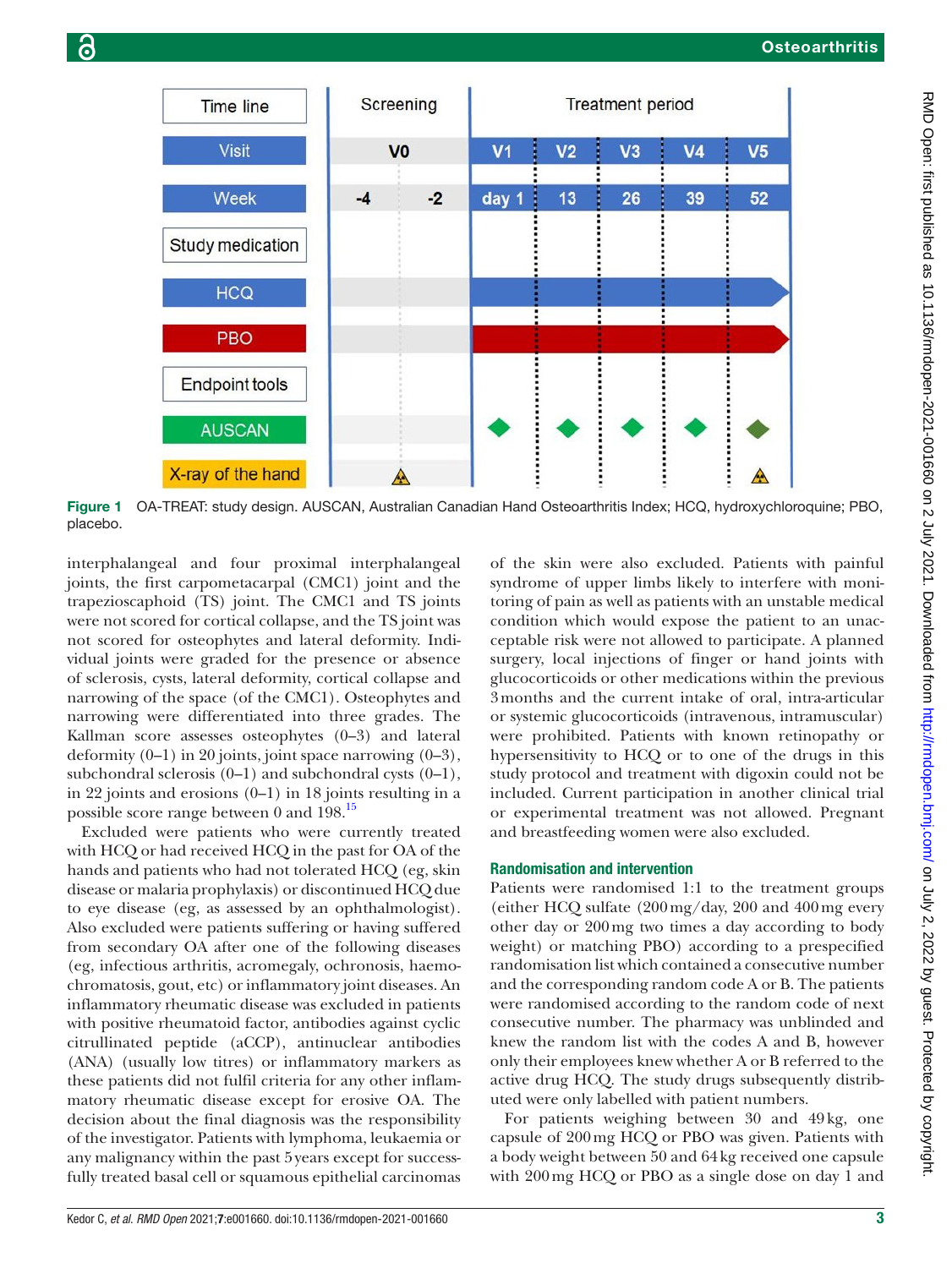Figure 1 OA-TREAT: study design. AUSCAN, Australian Canadian Hand Osteoarthritis Index; HCQ, hydroxychloroquine; PBO, placebo.

interphalangeal and four proximal interphalangeal joints, the first carpometacarpal (CMC1) joint and the trapezioscaphoid (TS) joint. The CMC1 and TS joints were not scored for cortical collapse, and the TS joint was not scored for osteophytes and lateral deformity. Individual joints were graded for the presence or absence of sclerosis, cysts, lateral deformity, cortical collapse and narrowing of the space (of the CMC1). Osteophytes and narrowing were differentiated into three grades. The Kallman score assesses osteophytes (0–3) and lateral deformity (0–1) in 20 joints, joint space narrowing (0–3), subchondral sclerosis (0–1) and subchondral cysts (0–1), in 22 joints and erosions (0–1) in 18 joints resulting in a possible score range between 0 and 198.[15]

Excluded were patients who were currently treated with HCQ or had received HCQ in the past for OA of the hands and patients who had not tolerated HCQ (eg, skin disease or malaria prophylaxis) or discontinued HCQ due to eye disease (eg, as assessed by an ophthalmologist). Also excluded were patients suffering or having suffered from secondary OA after one of the following diseases (eg, infectious arthritis, acromegaly, ochronosis, haemochromatosis, gout, etc) or inflammatory joint diseases. An inflammatory rheumatic disease was excluded in patients with positive rheumatoid factor, antibodies against cyclic citrullinated peptide (aCCP), antinuclear antibodies (ANA) (usually low titres) or inflammatory markers as these patients did not fulfil criteria for any other inflammatory rheumatic disease except for erosive OA. The decision about the final diagnosis was the responsibility of the investigator. Patients with lymphoma, leukaemia or any malignancy within the past 5 years except for successfully treated basal cell or squamous epithelial carcinomas of the skin were also excluded. Patients with painful syndrome of upper limbs likely to interfere with monitoring of pain as well as patients with an unstable medical condition which would expose the patient to an unacceptable risk were not allowed to participate. A planned surgery, local injections of finger or hand joints with glucocorticoids or other medications within the previous 3 months and the current intake of oral, intra-articular or systemic glucocorticoids (intravenous, intramuscular) were prohibited. Patients with known retinopathy or hypersensitivity to HCQ or to one of the drugs in this study protocol and treatment with digoxin could not be included. Current participation in another clinical trial or experimental treatment was not allowed. Pregnant and breastfeeding women were also excluded.

## Randomisation and intervention

Patients were randomised 1:1 to the treatment groups (either HCQ sulfate (200 mg/day, 200 and 400 mg every other day or 200 mg two times a day according to body weight) or matching PBO) according to a prespecified randomisation list which contained a consecutive number and the corresponding random code A or B. The patients were randomised according to the random code of next consecutive number. The pharmacy was unblinded and knew the random list with the codes A and B, however only their employees knew whether A or B referred to the active drug HCQ. The study drugs subsequently distributed were only labelled with patient numbers.

For patients weighing between 30 and 49 kg, one capsule of 200 mg HCQ or PBO was given. Patients with a body weight between 50 and 64 kg received one capsule with 200 mg HCQ or PBO as a single dose on day 1 and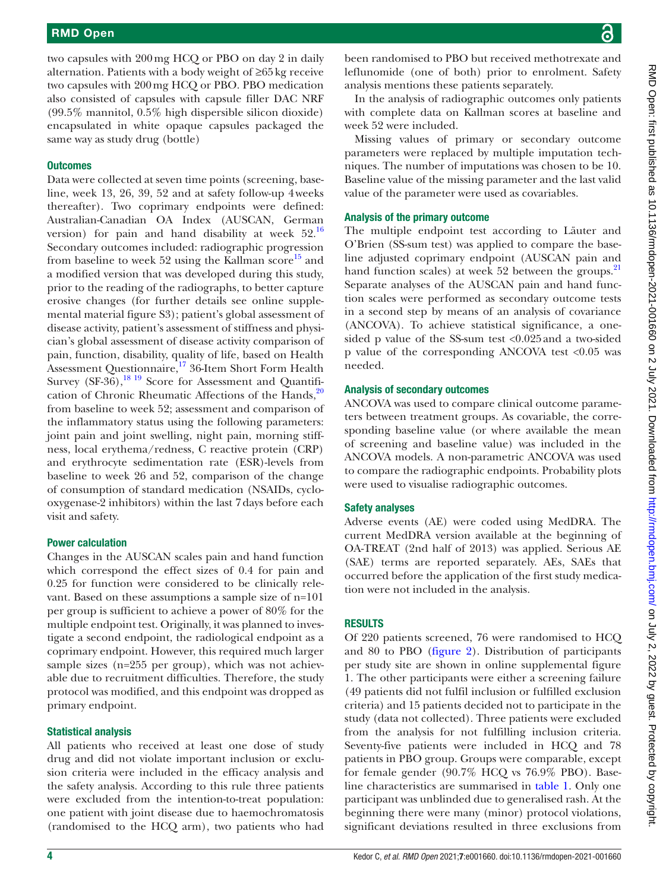two capsules with 200 mg HCQ or PBO on day 2 in daily alternation. Patients with a body weight of ≥65 kg receive two capsules with 200 mg HCQ or PBO. PBO medication also consisted of capsules with capsule filler DAC NRF (99.5% mannitol, 0.5% high dispersible silicon dioxide) encapsulated in white opaque capsules packaged the same way as study drug (bottle)

### Outcomes

Data were collected at seven time points (screening, baseline, week 13, 26, 39, 52 and at safety follow-up 4 weeks thereafter). Two coprimary endpoints were defined: Australian-Canadian OA Index (AUSCAN, German version) for pain and hand disability at week 52.[16] Secondary outcomes included: radiographic progression from baseline to week 52 using the Kallman score[15] and a modified version that was developed during this study, prior to the reading of the radiographs, to better capture erosive changes (for further details see online supplemental material figure S3); patient's global assessment of disease activity, patient's assessment of stiffness and physician's global assessment of disease activity comparison of pain, function, disability, quality of life, based on Health Assessment Questionnaire,[17] 36-Item Short Form Health Survey (SF-36),[18 19] Score for Assessment and Quantification of Chronic Rheumatic Affections of the Hands,[20] from baseline to week 52; assessment and comparison of the inflammatory status using the following parameters: joint pain and joint swelling, night pain, morning stiffness, local erythema/redness, C reactive protein (CRP) and erythrocyte sedimentation rate (ESR)-levels from baseline to week 26 and 52, comparison of the change of consumption of standard medication (NSAIDs, cyclooxygenase-2 inhibitors) within the last 7 days before each visit and safety.

### Power calculation

Changes in the AUSCAN scales pain and hand function which correspond the effect sizes of 0.4 for pain and 0.25 for function were considered to be clinically relevant. Based on these assumptions a sample size of n=101 per group is sufficient to achieve a power of 80% for the multiple endpoint test. Originally, it was planned to investigate a second endpoint, the radiological endpoint as a coprimary endpoint. However, this required much larger sample sizes (n=255 per group), which was not achievable due to recruitment difficulties. Therefore, the study protocol was modified, and this endpoint was dropped as primary endpoint.

### Statistical analysis

All patients who received at least one dose of study drug and did not violate important inclusion or exclusion criteria were included in the efficacy analysis and the safety analysis. According to this rule three patients were excluded from the intention-to-treat population: one patient with joint disease due to haemochromatosis (randomised to the HCQ arm), two patients who had been randomised to PBO but received methotrexate and leflunomide (one of both) prior to enrolment. Safety analysis mentions these patients separately.

In the analysis of radiographic outcomes only patients with complete data on Kallman scores at baseline and week 52 were included.

Missing values of primary or secondary outcome parameters were replaced by multiple imputation techniques. The number of imputations was chosen to be 10. Baseline value of the missing parameter and the last valid value of the parameter were used as covariables.

### Analysis of the primary outcome

The multiple endpoint test according to Läuter and O'Brien (SS-sum test) was applied to compare the baseline adjusted coprimary endpoint (AUSCAN pain and hand function scales) at week 52 between the groups.[21] Separate analyses of the AUSCAN pain and hand function scales were performed as secondary outcome tests in a second step by means of an analysis of covariance (ANCOVA). To achieve statistical significance, a one-sided p value of the SS-sum test <0.025 and a two-sided p value of the corresponding ANCOVA test <0.05 was needed.

### Analysis of secondary outcomes

ANCOVA was used to compare clinical outcome parameters between treatment groups. As covariable, the corresponding baseline value (or where available the mean of screening and baseline value) was included in the ANCOVA models. A non-parametric ANCOVA was used to compare the radiographic endpoints. Probability plots were used to visualise radiographic outcomes.

### Safety analyses

Adverse events (AE) were coded using MedDRA. The current MedDRA version available at the beginning of OA-TREAT (2nd half of 2013) was applied. Serious AE (SAE) terms are reported separately. AEs, SAEs that occurred before the application of the first study medication were not included in the analysis.

## RESULTS

Of 220 patients screened, 76 were randomised to HCQ and 80 to PBO (figure 2). Distribution of participants per study site are shown in online supplemental figure 1. The other participants were either a screening failure (49 patients did not fulfil inclusion or fulfilled exclusion criteria) and 15 patients decided not to participate in the study (data not collected). Three patients were excluded from the analysis for not fulfilling inclusion criteria. Seventy-five patients were included in HCQ and 78 patients in PBO group. Groups were comparable, except for female gender (90.7% HCQ vs 76.9% PBO). Baseline characteristics are summarised in table 1. Only one participant was unblinded due to generalised rash. At the beginning there were many (minor) protocol violations, significant deviations resulted in three exclusions from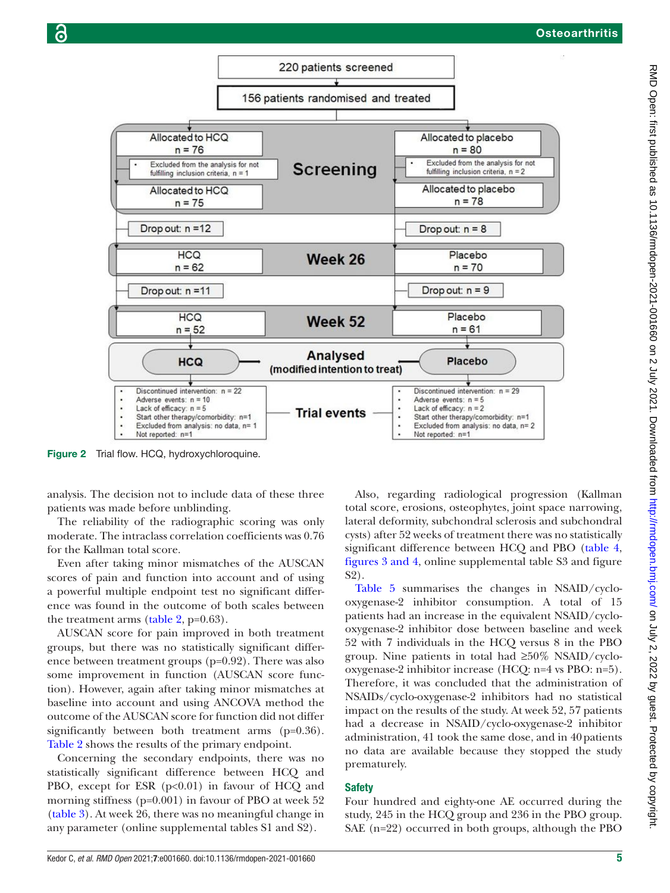Figure 2 Trial flow. HCQ, hydroxychloroquine.

analysis. The decision not to include data of these three patients was made before unblinding.

The reliability of the radiographic scoring was only moderate. The intraclass correlation coefficients was 0.76 for the Kallman total score.

Even after taking minor mismatches of the AUSCAN scores of pain and function into account and of using a powerful multiple endpoint test no significant difference was found in the outcome of both scales between the treatment arms (table 2, p=0.63).

AUSCAN score for pain improved in both treatment groups, but there was no statistically significant difference between treatment groups (p=0.92). There was also some improvement in function (AUSCAN score function). However, again after taking minor mismatches at baseline into account and using ANCOVA method the outcome of the AUSCAN score for function did not differ significantly between both treatment arms (p=0.36). Table 2 shows the results of the primary endpoint.

Concerning the secondary endpoints, there was no statistically significant difference between HCQ and PBO, except for ESR (p<0.01) in favour of HCQ and morning stiffness (p=0.001) in favour of PBO at week 52 (table 3). At week 26, there was no meaningful change in any parameter (online supplemental tables S1 and S2).

Also, regarding radiological progression (Kallman total score, erosions, osteophytes, joint space narrowing, lateral deformity, subchondral sclerosis and subchondral cysts) after 52 weeks of treatment there was no statistically significant difference between HCQ and PBO (table 4, figures 3 and 4, online supplemental table S3 and figure S2).

Table 5 summarises the changes in NSAID/cyclo-oxygenase-2 inhibitor consumption. A total of 15 patients had an increase in the equivalent NSAID/cyclo-oxygenase-2 inhibitor dose between baseline and week 52 with 7 individuals in the HCQ versus 8 in the PBO group. Nine patients in total had ≥50% NSAID/cyclo-oxygenase-2 inhibitor increase (HCQ: n=4 vs PBO: n=5). Therefore, it was concluded that the administration of NSAIDs/cyclo-oxygenase-2 inhibitors had no statistical impact on the results of the study. At week 52, 57 patients had a decrease in NSAID/cyclo-oxygenase-2 inhibitor administration, 41 took the same dose, and in 40 patients no data are available because they stopped the study prematurely.

## Safety

Four hundred and eighty-one AE occurred during the study, 245 in the HCQ group and 236 in the PBO group. SAE (n=22) occurred in both groups, although the PBO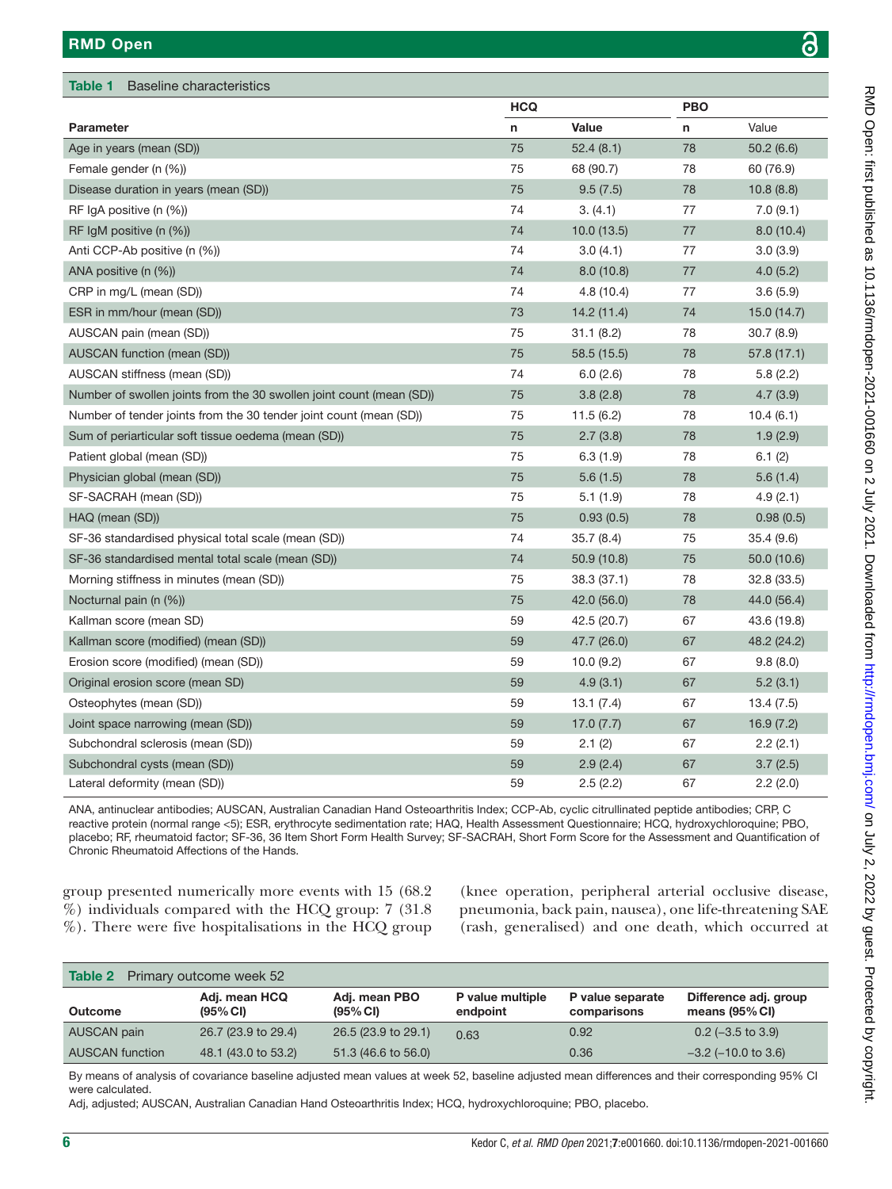**Table 1** Baseline characteristics

| Parameter | HCQ n | HCQ Value | PBO n | PBO Value |
|---|---|---|---|---|
| Age in years (mean (SD)) | 75 | 52.4 (8.1) | 78 | 50.2 (6.6) |
| Female gender (n (%)) | 75 | 68 (90.7) | 78 | 60 (76.9) |
| Disease duration in years (mean (SD)) | 75 | 9.5 (7.5) | 78 | 10.8 (8.8) |
| RF IgA positive (n (%)) | 74 | 3. (4.1) | 77 | 7.0 (9.1) |
| RF IgM positive (n (%)) | 74 | 10.0 (13.5) | 77 | 8.0 (10.4) |
| Anti CCP-Ab positive (n (%)) | 74 | 3.0 (4.1) | 77 | 3.0 (3.9) |
| ANA positive (n (%)) | 74 | 8.0 (10.8) | 77 | 4.0 (5.2) |
| CRP in mg/L (mean (SD)) | 74 | 4.8 (10.4) | 77 | 3.6 (5.9) |
| ESR in mm/hour (mean (SD)) | 73 | 14.2 (11.4) | 74 | 15.0 (14.7) |
| AUSCAN pain (mean (SD)) | 75 | 31.1 (8.2) | 78 | 30.7 (8.9) |
| AUSCAN function (mean (SD)) | 75 | 58.5 (15.5) | 78 | 57.8 (17.1) |
| AUSCAN stiffness (mean (SD)) | 74 | 6.0 (2.6) | 78 | 5.8 (2.2) |
| Number of swollen joints from the 30 swollen joint count (mean (SD)) | 75 | 3.8 (2.8) | 78 | 4.7 (3.9) |
| Number of tender joints from the 30 tender joint count (mean (SD)) | 75 | 11.5 (6.2) | 78 | 10.4 (6.1) |
| Sum of periarticular soft tissue oedema (mean (SD)) | 75 | 2.7 (3.8) | 78 | 1.9 (2.9) |
| Patient global (mean (SD)) | 75 | 6.3 (1.9) | 78 | 6.1 (2) |
| Physician global (mean (SD)) | 75 | 5.6 (1.5) | 78 | 5.6 (1.4) |
| SF-SACRAH (mean (SD)) | 75 | 5.1 (1.9) | 78 | 4.9 (2.1) |
| HAQ (mean (SD)) | 75 | 0.93 (0.5) | 78 | 0.98 (0.5) |
| SF-36 standardised physical total scale (mean (SD)) | 74 | 35.7 (8.4) | 75 | 35.4 (9.6) |
| SF-36 standardised mental total scale (mean (SD)) | 74 | 50.9 (10.8) | 75 | 50.0 (10.6) |
| Morning stiffness in minutes (mean (SD)) | 75 | 38.3 (37.1) | 78 | 32.8 (33.5) |
| Nocturnal pain (n (%)) | 75 | 42.0 (56.0) | 78 | 44.0 (56.4) |
| Kallman score (mean SD) | 59 | 42.5 (20.7) | 67 | 43.6 (19.8) |
| Kallman score (modified) (mean (SD)) | 59 | 47.7 (26.0) | 67 | 48.2 (24.2) |
| Erosion score (modified) (mean (SD)) | 59 | 10.0 (9.2) | 67 | 9.8 (8.0) |
| Original erosion score (mean SD) | 59 | 4.9 (3.1) | 67 | 5.2 (3.1) |
| Osteophytes (mean (SD)) | 59 | 13.1 (7.4) | 67 | 13.4 (7.5) |
| Joint space narrowing (mean (SD)) | 59 | 17.0 (7.7) | 67 | 16.9 (7.2) |
| Subchondral sclerosis (mean (SD)) | 59 | 2.1 (2) | 67 | 2.2 (2.1) |
| Subchondral cysts (mean (SD)) | 59 | 2.9 (2.4) | 67 | 3.7 (2.5) |
| Lateral deformity (mean (SD)) | 59 | 2.5 (2.2) | 67 | 2.2 (2.0) |

ANA, antinuclear antibodies; AUSCAN, Australian Canadian Hand Osteoarthritis Index; CCP-Ab, cyclic citrullinated peptide antibodies; CRP, C reactive protein (normal range <5); ESR, erythrocyte sedimentation rate; HAQ, Health Assessment Questionnaire; HCQ, hydroxychloroquine; PBO, placebo; RF, rheumatoid factor; SF-36, 36 Item Short Form Health Survey; SF-SACRAH, Short Form Score for the Assessment and Quantification of Chronic Rheumatoid Affections of the Hands.

group presented numerically more events with 15 (68.2 %) individuals compared with the HCQ group: 7 (31.8 %). There were five hospitalisations in the HCQ group (knee operation, peripheral arterial occlusive disease, pneumonia, back pain, nausea), one life-threatening SAE (rash, generalised) and one death, which occurred at

**Table 2** Primary outcome week 52

| Outcome | Adj. mean HCQ (95% CI) | Adj. mean PBO (95% CI) | P value multiple endpoint | P value separate comparisons | Difference adj. group means (95% CI) |
|---|---|---|---|---|---|
| AUSCAN pain | 26.7 (23.9 to 29.4) | 26.5 (23.9 to 29.1) | 0.63 | 0.92 | 0.2 (–3.5 to 3.9) |
| AUSCAN function | 48.1 (43.0 to 53.2) | 51.3 (46.6 to 56.0) | | 0.36 | –3.2 (–10.0 to 3.6) |

By means of analysis of covariance baseline adjusted mean values at week 52, baseline adjusted mean differences and their corresponding 95% CI were calculated.

Adj, adjusted; AUSCAN, Australian Canadian Hand Osteoarthritis Index; HCQ, hydroxychloroquine; PBO, placebo.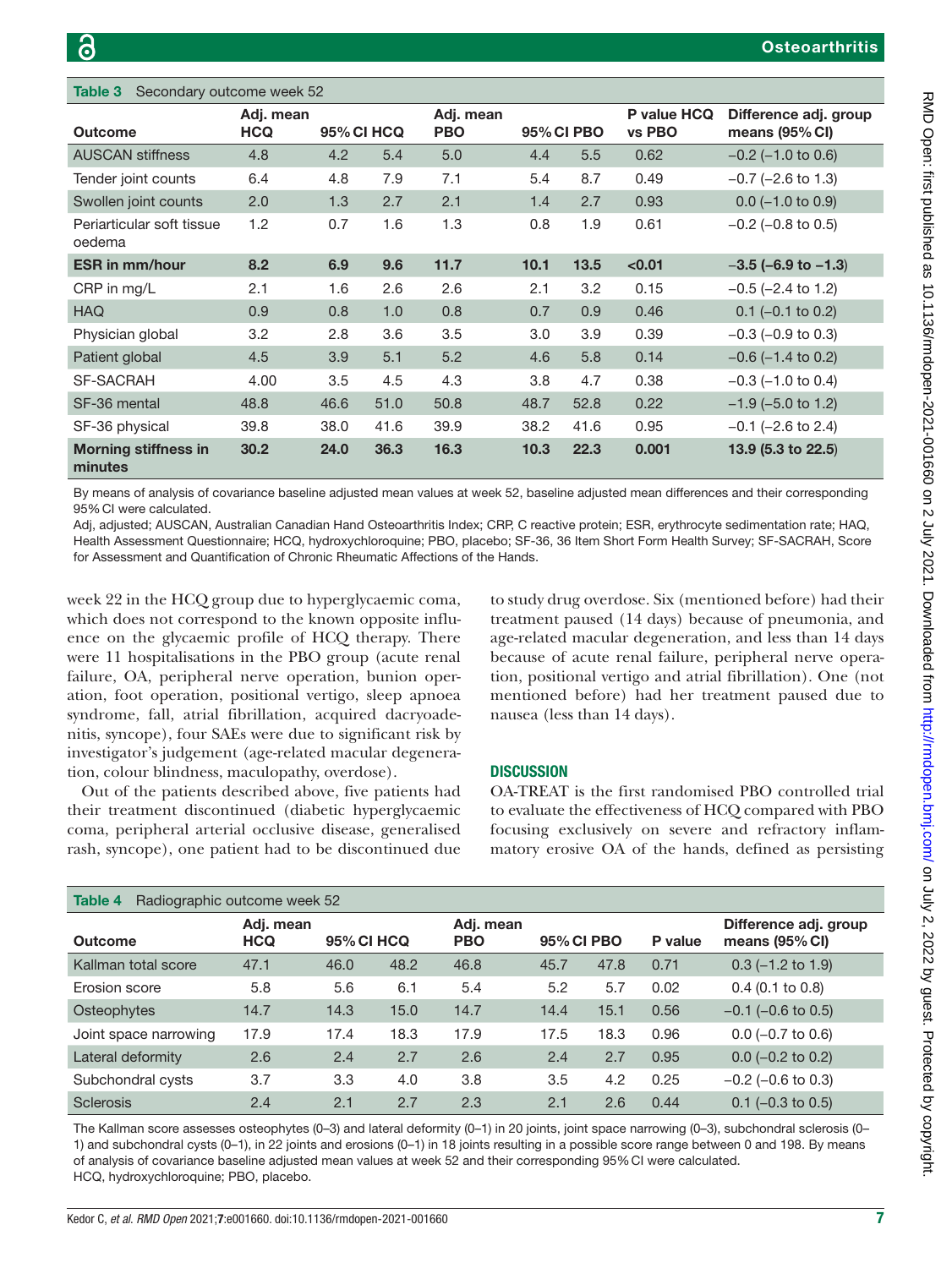**Table 3** Secondary outcome week 52

| Outcome | Adj. mean HCQ | 95% CI HCQ | | Adj. mean PBO | 95% CI PBO | | P value HCQ vs PBO | Difference adj. group means (95% CI) |
|---|---|---|---|---|---|---|---|---|
| AUSCAN stiffness | 4.8 | 4.2 | 5.4 | 5.0 | 4.4 | 5.5 | 0.62 | −0.2 (−1.0 to 0.6) |
| Tender joint counts | 6.4 | 4.8 | 7.9 | 7.1 | 5.4 | 8.7 | 0.49 | −0.7 (−2.6 to 1.3) |
| Swollen joint counts | 2.0 | 1.3 | 2.7 | 2.1 | 1.4 | 2.7 | 0.93 | 0.0 (−1.0 to 0.9) |
| Periarticular soft tissue oedema | 1.2 | 0.7 | 1.6 | 1.3 | 0.8 | 1.9 | 0.61 | −0.2 (−0.8 to 0.5) |
| **ESR in mm/hour** | **8.2** | **6.9** | **9.6** | **11.7** | **10.1** | **13.5** | **<0.01** | **−3.5 (−6.9 to −1.3)** |
| CRP in mg/L | 2.1 | 1.6 | 2.6 | 2.6 | 2.1 | 3.2 | 0.15 | −0.5 (−2.4 to 1.2) |
| HAQ | 0.9 | 0.8 | 1.0 | 0.8 | 0.7 | 0.9 | 0.46 | 0.1 (−0.1 to 0.2) |
| Physician global | 3.2 | 2.8 | 3.6 | 3.5 | 3.0 | 3.9 | 0.39 | −0.3 (−0.9 to 0.3) |
| Patient global | 4.5 | 3.9 | 5.1 | 5.2 | 4.6 | 5.8 | 0.14 | −0.6 (−1.4 to 0.2) |
| SF-SACRAH | 4.00 | 3.5 | 4.5 | 4.3 | 3.8 | 4.7 | 0.38 | −0.3 (−1.0 to 0.4) |
| SF-36 mental | 48.8 | 46.6 | 51.0 | 50.8 | 48.7 | 52.8 | 0.22 | −1.9 (−5.0 to 1.2) |
| SF-36 physical | 39.8 | 38.0 | 41.6 | 39.9 | 38.2 | 41.6 | 0.95 | −0.1 (−2.6 to 2.4) |
| **Morning stiffness in minutes** | **30.2** | **24.0** | **36.3** | **16.3** | **10.3** | **22.3** | **0.001** | **13.9 (5.3 to 22.5)** |

By means of analysis of covariance baseline adjusted mean values at week 52, baseline adjusted mean differences and their corresponding 95% CI were calculated.

Adj, adjusted; AUSCAN, Australian Canadian Hand Osteoarthritis Index; CRP, C reactive protein; ESR, erythrocyte sedimentation rate; HAQ, Health Assessment Questionnaire; HCQ, hydroxychloroquine; PBO, placebo; SF-36, 36 Item Short Form Health Survey; SF-SACRAH, Score for Assessment and Quantification of Chronic Rheumatic Affections of the Hands.

week 22 in the HCQ group due to hyperglycaemic coma, which does not correspond to the known opposite influence on the glycaemic profile of HCQ therapy. There were 11 hospitalisations in the PBO group (acute renal failure, OA, peripheral nerve operation, bunion operation, foot operation, positional vertigo, sleep apnoea syndrome, fall, atrial fibrillation, acquired dacryoadenitis, syncope), four SAEs were due to significant risk by investigator's judgement (age-related macular degeneration, colour blindness, maculopathy, overdose).

Out of the patients described above, five patients had their treatment discontinued (diabetic hyperglycaemic coma, peripheral arterial occlusive disease, generalised rash, syncope), one patient had to be discontinued due to study drug overdose. Six (mentioned before) had their treatment paused (14 days) because of pneumonia, and age-related macular degeneration, and less than 14 days because of acute renal failure, peripheral nerve operation, positional vertigo and atrial fibrillation). One (not mentioned before) had her treatment paused due to nausea (less than 14 days).

## DISCUSSION

OA-TREAT is the first randomised PBO controlled trial to evaluate the effectiveness of HCQ compared with PBO focusing exclusively on severe and refractory inflammatory erosive OA of the hands, defined as persisting

**Table 4** Radiographic outcome week 52

| Outcome | Adj. mean HCQ | 95% CI HCQ | | Adj. mean PBO | 95% CI PBO | | P value | Difference adj. group means (95% CI) |
|---|---|---|---|---|---|---|---|---|
| Kallman total score | 47.1 | 46.0 | 48.2 | 46.8 | 45.7 | 47.8 | 0.71 | 0.3 (−1.2 to 1.9) |
| Erosion score | 5.8 | 5.6 | 6.1 | 5.4 | 5.2 | 5.7 | 0.02 | 0.4 (0.1 to 0.8) |
| Osteophytes | 14.7 | 14.3 | 15.0 | 14.7 | 14.4 | 15.1 | 0.56 | −0.1 (−0.6 to 0.5) |
| Joint space narrowing | 17.9 | 17.4 | 18.3 | 17.9 | 17.5 | 18.3 | 0.96 | 0.0 (−0.7 to 0.6) |
| Lateral deformity | 2.6 | 2.4 | 2.7 | 2.6 | 2.4 | 2.7 | 0.95 | 0.0 (−0.2 to 0.2) |
| Subchondral cysts | 3.7 | 3.3 | 4.0 | 3.8 | 3.5 | 4.2 | 0.25 | −0.2 (−0.6 to 0.3) |
| Sclerosis | 2.4 | 2.1 | 2.7 | 2.3 | 2.1 | 2.6 | 0.44 | 0.1 (−0.3 to 0.5) |

The Kallman score assesses osteophytes (0–3) and lateral deformity (0–1) in 20 joints, joint space narrowing (0–3), subchondral sclerosis (0–1) and subchondral cysts (0–1), in 22 joints and erosions (0–1) in 18 joints resulting in a possible score range between 0 and 198. By means of analysis of covariance baseline adjusted mean values at week 52 and their corresponding 95% CI were calculated.

HCQ, hydroxychloroquine; PBO, placebo.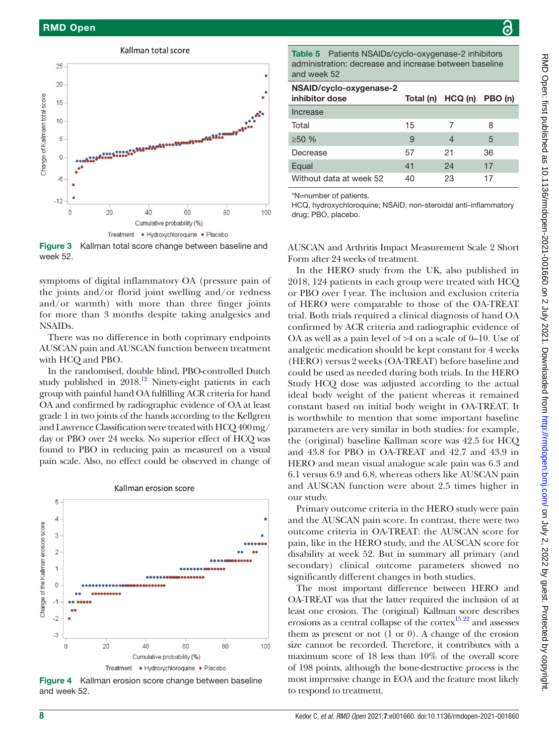Figure 3 Kallman total score change between baseline and week 52.

symptoms of digital inflammatory OA (pressure pain of the joints and/or florid joint swelling and/or redness and/or warmth) with more than three finger joints for more than 3 months despite taking analgesics and NSAIDs.

There was no difference in both coprimary endpoints AUSCAN pain and AUSCAN function between treatment with HCQ and PBO.

In the randomised, double blind, PBO-controlled Dutch study published in 2018.[12] Ninety-eight patients in each group with painful hand OA fulfilling ACR criteria for hand OA and confirmed by radiographic evidence of OA at least grade 1 in two joints of the hands according to the Kellgren and Lawrence Classification were treated with HCQ 400 mg/day or PBO over 24 weeks. No superior effect of HCQ was found to PBO in reducing pain as measured on a visual pain scale. Also, no effect could be observed in change of

Figure 4 Kallman erosion score change between baseline and week 52.

**Table 5** Patients NSAIDs/cyclo-oxygenase-2 inhibitors administration: decrease and increase between baseline and week 52

| NSAID/cyclo-oxygenase-2 inhibitor dose | Total (n) | HCQ (n) | PBO (n) |
|---|---|---|---|
| Increase | | | |
| Total | 15 | 7 | 8 |
| ≥50 % | 9 | 4 | 5 |
| Decrease | 57 | 21 | 36 |
| Equal | 41 | 24 | 17 |
| Without data at week 52 | 40 | 23 | 17 |

*N=number of patients.
HCQ, hydroxychloroquine; NSAID, non-steroidal anti-inflammatory drug; PBO, placebo.

AUSCAN and Arthritis Impact Measurement Scale 2 Short Form after 24 weeks of treatment.

In the HERO study from the UK, also published in 2018, 124 patients in each group were treated with HCQ or PBO over 1 year. The inclusion and exclusion criteria of HERO were comparable to those of the OA-TREAT trial. Both trials required a clinical diagnosis of hand OA confirmed by ACR criteria and radiographic evidence of OA as well as a pain level of >4 on a scale of 0–10. Use of analgetic medication should be kept constant for 4 weeks (HERO) versus 2 weeks (OA-TREAT) before baseline and could be used as needed during both trials. In the HERO Study HCQ dose was adjusted according to the actual ideal body weight of the patient whereas it remained constant based on initial body weight in OA-TREAT. It is worthwhile to mention that some important baseline parameters are very similar in both studies: for example, the (original) baseline Kallman score was 42.5 for HCQ and 43.8 for PBO in OA-TREAT and 42.7 and 43.9 in HERO and mean visual analogue scale pain was 6.3 and 6.1 versus 6.9 and 6.8, whereas others like AUSCAN pain and AUSCAN function were about 2.5 times higher in our study.

Primary outcome criteria in the HERO study were pain and the AUSCAN pain score. In contrast, there were two outcome criteria in OA-TREAT: the AUSCAN score for pain, like in the HERO study, and the AUSCAN score for disability at week 52. But in summary all primary (and secondary) clinical outcome parameters showed no significantly different changes in both studies.

The most important difference between HERO and OA-TREAT was that the latter required the inclusion of at least one erosion. The (original) Kallman score describes erosions as a central collapse of the cortex[15 22] and assesses them as present or not (1 or 0). A change of the erosion size cannot be recorded. Therefore, it contributes with a maximum score of 18 less than 10% of the overall score of 198 points, although the bone-destructive process is the most impressive change in EOA and the feature most likely to respond to treatment.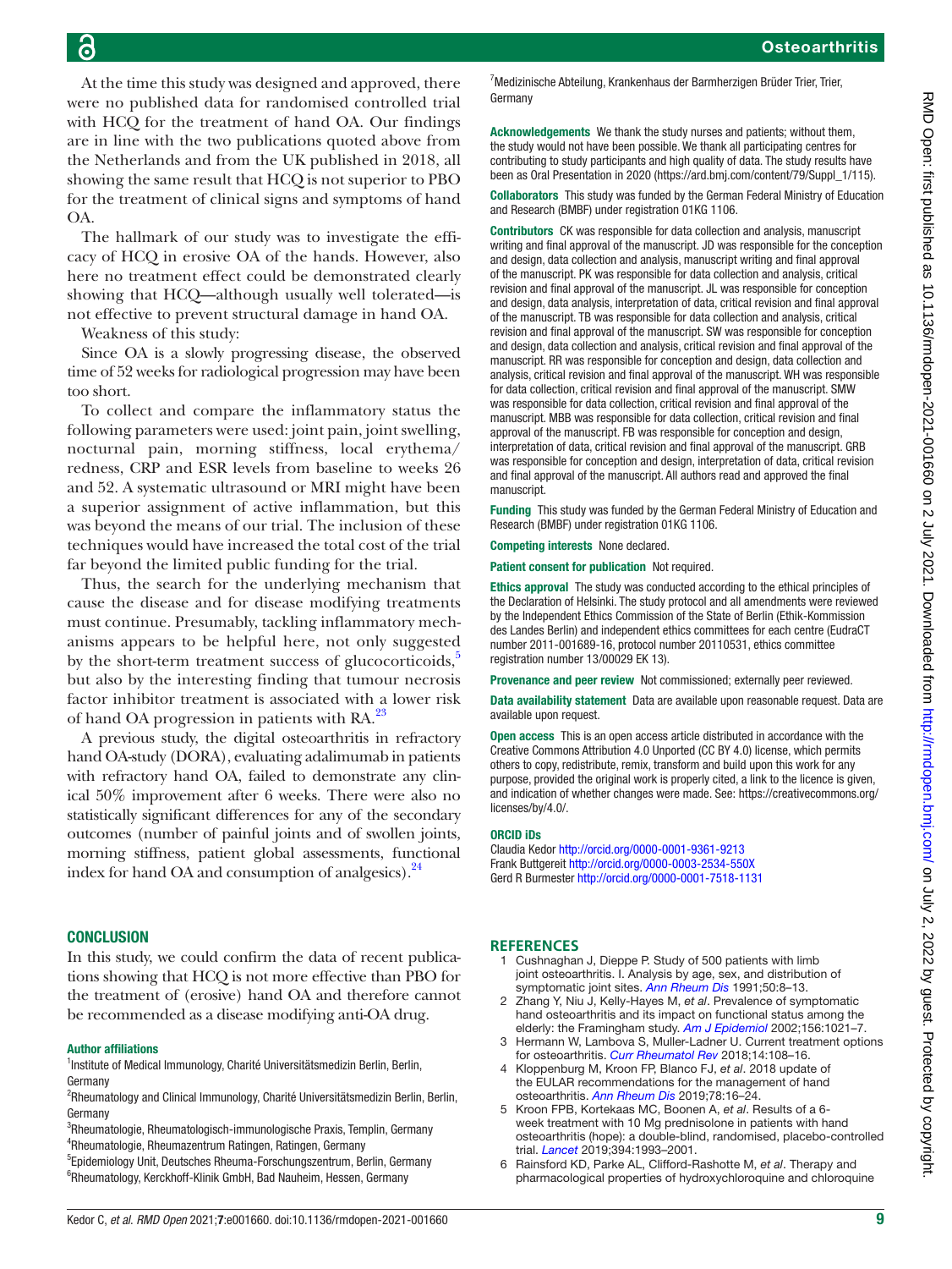At the time this study was designed and approved, there were no published data for randomised controlled trial with HCQ for the treatment of hand OA. Our findings are in line with the two publications quoted above from the Netherlands and from the UK published in 2018, all showing the same result that HCQ is not superior to PBO for the treatment of clinical signs and symptoms of hand OA.

The hallmark of our study was to investigate the efficacy of HCQ in erosive OA of the hands. However, also here no treatment effect could be demonstrated clearly showing that HCQ—although usually well tolerated—is not effective to prevent structural damage in hand OA.

Weakness of this study:

Since OA is a slowly progressing disease, the observed time of 52 weeks for radiological progression may have been too short.

To collect and compare the inflammatory status the following parameters were used: joint pain, joint swelling, nocturnal pain, morning stiffness, local erythema/redness, CRP and ESR levels from baseline to weeks 26 and 52. A systematic ultrasound or MRI might have been a superior assignment of active inflammation, but this was beyond the means of our trial. The inclusion of these techniques would have increased the total cost of the trial far beyond the limited public funding for the trial.

Thus, the search for the underlying mechanism that cause the disease and for disease modifying treatments must continue. Presumably, tackling inflammatory mechanisms appears to be helpful here, not only suggested by the short-term treatment success of glucocorticoids,[5] but also by the interesting finding that tumour necrosis factor inhibitor treatment is associated with a lower risk of hand OA progression in patients with RA.[23]

A previous study, the digital osteoarthritis in refractory hand OA-study (DORA), evaluating adalimumab in patients with refractory hand OA, failed to demonstrate any clinical 50% improvement after 6 weeks. There were also no statistically significant differences for any of the secondary outcomes (number of painful joints and of swollen joints, morning stiffness, patient global assessments, functional index for hand OA and consumption of analgesics).[24]

## CONCLUSION

In this study, we could confirm the data of recent publications showing that HCQ is not more effective than PBO for the treatment of (erosive) hand OA and therefore cannot be recommended as a disease modifying anti-OA drug.

#### Author affiliations

[1]Institute of Medical Immunology, Charité Universitätsmedizin Berlin, Berlin, Germany
[2]Rheumatology and Clinical Immunology, Charité Universitätsmedizin Berlin, Berlin, Germany
[3]Rheumatologie, Rheumatologisch-immunologische Praxis, Templin, Germany
[4]Rheumatologie, Rheumazentrum Ratingen, Ratingen, Germany
[5]Epidemiology Unit, Deutsches Rheuma-Forschungszentrum, Berlin, Germany
[6]Rheumatology, Kerckhoff-Klinik GmbH, Bad Nauheim, Hessen, Germany
[7]Medizinische Abteilung, Krankenhaus der Barmherzigen Brüder Trier, Trier, Germany

**Acknowledgements** We thank the study nurses and patients; without them, the study would not have been possible. We thank all participating centres for contributing to study participants and high quality of data. The study results have been as Oral Presentation in 2020 (https://ard.bmj.com/content/79/Suppl_1/115).

**Collaborators** This study was funded by the German Federal Ministry of Education and Research (BMBF) under registration 01KG 1106.

**Contributors** CK was responsible for data collection and analysis, manuscript writing and final approval of the manuscript. JD was responsible for the conception and design, data collection and analysis, manuscript writing and final approval of the manuscript. PK was responsible for data collection and analysis, critical revision and final approval of the manuscript. JL was responsible for conception and design, data analysis, interpretation of data, critical revision and final approval of the manuscript. TB was responsible for data collection and analysis, critical revision and final approval of the manuscript. SW was responsible for conception and design, data collection and analysis, critical revision and final approval of the manuscript. RR was responsible for conception and design, data collection and analysis, critical revision and final approval of the manuscript. WH was responsible for data collection, critical revision and final approval of the manuscript. SMW was responsible for data collection, critical revision and final approval of the manuscript. MBB was responsible for data collection, critical revision and final approval of the manuscript. FB was responsible for conception and design, interpretation of data, critical revision and final approval of the manuscript. GRB was responsible for conception and design, interpretation of data, critical revision and final approval of the manuscript. All authors read and approved the final manuscript.

**Funding** This study was funded by the German Federal Ministry of Education and Research (BMBF) under registration 01KG 1106.

**Competing interests** None declared.

**Patient consent for publication** Not required.

**Ethics approval** The study was conducted according to the ethical principles of the Declaration of Helsinki. The study protocol and all amendments were reviewed by the Independent Ethics Commission of the State of Berlin (Ethik-Kommission des Landes Berlin) and independent ethics committees for each centre (EudraCT number 2011-001689-16, protocol number 20110531, ethics committee registration number 13/00029 EK 13).

**Provenance and peer review** Not commissioned; externally peer reviewed.

**Data availability statement** Data are available upon reasonable request. Data are available upon request.

**Open access** This is an open access article distributed in accordance with the Creative Commons Attribution 4.0 Unported (CC BY 4.0) license, which permits others to copy, redistribute, remix, transform and build upon this work for any purpose, provided the original work is properly cited, a link to the licence is given, and indication of whether changes were made. See: https://creativecommons.org/licenses/by/4.0/.

#### ORCID iDs

Claudia Kedor http://orcid.org/0000-0001-9361-9213
Frank Buttgereit http://orcid.org/0000-0003-2534-550X
Gerd R Burmester http://orcid.org/0000-0001-7518-1131

## REFERENCES

1. Cushnaghan J, Dieppe P. Study of 500 patients with limb joint osteoarthritis. I. Analysis by age, sex, and distribution of symptomatic joint sites. *Ann Rheum Dis* 1991;50:8–13.
2. Zhang Y, Niu J, Kelly-Hayes M, *et al*. Prevalence of symptomatic hand osteoarthritis and its impact on functional status among the elderly: the Framingham study. *Am J Epidemiol* 2002;156:1021–7.
3. Hermann W, Lambova S, Muller-Ladner U. Current treatment options for osteoarthritis. *Curr Rheumatol Rev* 2018;14:108–16.
4. Kloppenburg M, Kroon FP, Blanco FJ, *et al*. 2018 update of the EULAR recommendations for the management of hand osteoarthritis. *Ann Rheum Dis* 2019;78:16–24.
5. Kroon FPB, Kortekaas MC, Boonen A, *et al*. Results of a 6-week treatment with 10 Mg prednisolone in patients with hand osteoarthritis (hope): a double-blind, randomised, placebo-controlled trial. *Lancet* 2019;394:1993–2001.
6. Rainsford KD, Parke AL, Clifford-Rashotte M, *et al*. Therapy and pharmacological properties of hydroxychloroquine and chloroquine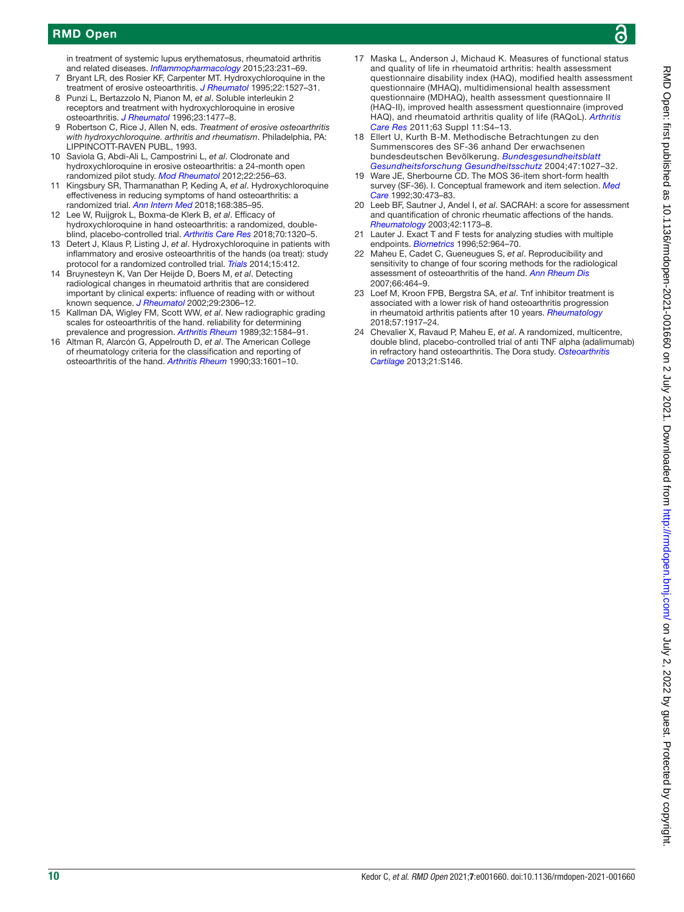in treatment of systemic lupus erythematosus, rheumatoid arthritis and related diseases. *Inflammopharmacology* 2015;23:231–69.

7 Bryant LR, des Rosier KF, Carpenter MT. Hydroxychloroquine in the treatment of erosive osteoarthritis. *J Rheumatol* 1995;22:1527–31.

8 Punzi L, Bertazzolo N, Pianon M, *et al*. Soluble interleukin 2 receptors and treatment with hydroxychloroquine in erosive osteoarthritis. *J Rheumatol* 1996;23:1477–8.

9 Robertson C, Rice J, Allen N, eds. *Treatment of erosive osteoarthritis with hydroxychloroquine. arthritis and rheumatism*. Philadelphia, PA: LIPPINCOTT-RAVEN PUBL, 1993.

10 Saviola G, Abdi-Ali L, Campostrini L, *et al*. Clodronate and hydroxychloroquine in erosive osteoarthritis: a 24-month open randomized pilot study. *Mod Rheumatol* 2012;22:256–63.

11 Kingsbury SR, Tharmanathan P, Keding A, *et al*. Hydroxychloroquine effectiveness in reducing symptoms of hand osteoarthritis: a randomized trial. *Ann Intern Med* 2018;168:385–95.

12 Lee W, Ruijgrok L, Boxma-de Klerk B, *et al*. Efficacy of hydroxychloroquine in hand osteoarthritis: a randomized, double-blind, placebo-controlled trial. *Arthritis Care Res* 2018;70:1320–5.

13 Detert J, Klaus P, Listing J, *et al*. Hydroxychloroquine in patients with inflammatory and erosive osteoarthritis of the hands (oa treat): study protocol for a randomized controlled trial. *Trials* 2014;15:412.

14 Bruynesteyn K, Van Der Heijde D, Boers M, *et al*. Detecting radiological changes in rheumatoid arthritis that are considered important by clinical experts: influence of reading with or without known sequence. *J Rheumatol* 2002;29:2306–12.

15 Kallman DA, Wigley FM, Scott WW, *et al*. New radiographic grading scales for osteoarthritis of the hand. reliability for determining prevalence and progression. *Arthritis Rheum* 1989;32:1584–91.

16 Altman R, Alarcón G, Appelrouth D, *et al*. The American College of rheumatology criteria for the classification and reporting of osteoarthritis of the hand. *Arthritis Rheum* 1990;33:1601–10.

17 Maska L, Anderson J, Michaud K. Measures of functional status and quality of life in rheumatoid arthritis: health assessment questionnaire disability index (HAQ), modified health assessment questionnaire (MHAQ), multidimensional health assessment questionnaire (MDHAQ), health assessment questionnaire II (HAQ-II), improved health assessment questionnaire (improved HAQ), and rheumatoid arthritis quality of life (RAQoL). *Arthritis Care Res* 2011;63 Suppl 11:S4–13.

18 Ellert U, Kurth B-M. Methodische Betrachtungen zu den Summenscores des SF-36 anhand Der erwachsenen bundesdeutschen Bevölkerung. *Bundesgesundheitsblatt Gesundheitsforschung Gesundheitsschutz* 2004;47:1027–32.

19 Ware JE, Sherbourne CD. The MOS 36-item short-form health survey (SF-36). I. Conceptual framework and item selection. *Med Care* 1992;30:473–83.

20 Leeb BF, Sautner J, Andel I, *et al*. SACRAH: a score for assessment and quantification of chronic rheumatic affections of the hands. *Rheumatology* 2003;42:1173–8.

21 Lauter J. Exact T and F tests for analyzing studies with multiple endpoints. *Biometrics* 1996;52:964–70.

22 Maheu E, Cadet C, Gueneugues S, *et al*. Reproducibility and sensitivity to change of four scoring methods for the radiological assessment of osteoarthritis of the hand. *Ann Rheum Dis* 2007;66:464–9.

23 Loef M, Kroon FPB, Bergstra SA, *et al*. Tnf inhibitor treatment is associated with a lower risk of hand osteoarthritis progression in rheumatoid arthritis patients after 10 years. *Rheumatology* 2018;57:1917–24.

24 Chevalier X, Ravaud P, Maheu E, *et al*. A randomized, multicentre, double blind, placebo-controlled trial of anti TNF alpha (adalimumab) in refractory hand osteoarthritis. The Dora study. *Osteoarthritis Cartilage* 2013;21:S146.